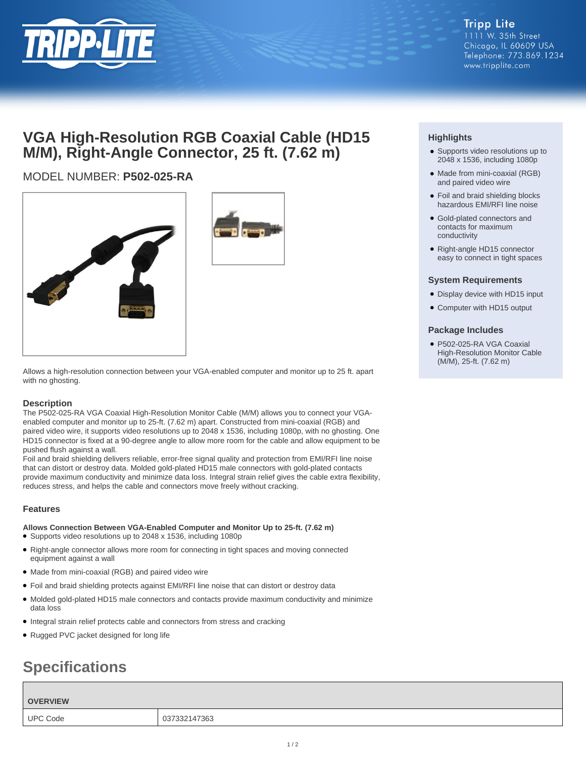Tripp Lite
1111 W. 35th Street
Chicago, IL 60609 USA
Telephone: 773.869.1234
www.tripplite.com

# VGA High-Resolution RGB Coaxial Cable (HD15 M/M), Right-Angle Connector, 25 ft. (7.62 m)

MODEL NUMBER: **P502-025-RA**

Allows a high-resolution connection between your VGA-enabled computer and monitor up to 25 ft. apart with no ghosting.

### Highlights

- Supports video resolutions up to 2048 x 1536, including 1080p
- Made from mini-coaxial (RGB) and paired video wire
- Foil and braid shielding blocks hazardous EMI/RFI line noise
- Gold-plated connectors and contacts for maximum conductivity
- Right-angle HD15 connector easy to connect in tight spaces

### System Requirements

- Display device with HD15 input
- Computer with HD15 output

### Package Includes

- P502-025-RA VGA Coaxial High-Resolution Monitor Cable (M/M), 25-ft. (7.62 m)

### Description

The P502-025-RA VGA Coaxial High-Resolution Monitor Cable (M/M) allows you to connect your VGA-enabled computer and monitor up to 25-ft. (7.62 m) apart. Constructed from mini-coaxial (RGB) and paired video wire, it supports video resolutions up to 2048 x 1536, including 1080p, with no ghosting. One HD15 connector is fixed at a 90-degree angle to allow more room for the cable and allow equipment to be pushed flush against a wall.
Foil and braid shielding delivers reliable, error-free signal quality and protection from EMI/RFI line noise that can distort or destroy data. Molded gold-plated HD15 male connectors with gold-plated contacts provide maximum conductivity and minimize data loss. Integral strain relief gives the cable extra flexibility, reduces stress, and helps the cable and connectors move freely without cracking.

### Features

**Allows Connection Between VGA-Enabled Computer and Monitor Up to 25-ft. (7.62 m)**

- Supports video resolutions up to 2048 x 1536, including 1080p
- Right-angle connector allows more room for connecting in tight spaces and moving connected equipment against a wall
- Made from mini-coaxial (RGB) and paired video wire
- Foil and braid shielding protects against EMI/RFI line noise that can distort or destroy data
- Molded gold-plated HD15 male connectors and contacts provide maximum conductivity and minimize data loss
- Integral strain relief protects cable and connectors from stress and cracking
- Rugged PVC jacket designed for long life

## Specifications

| OVERVIEW | |
| --- | --- |
| UPC Code | 037332147363 |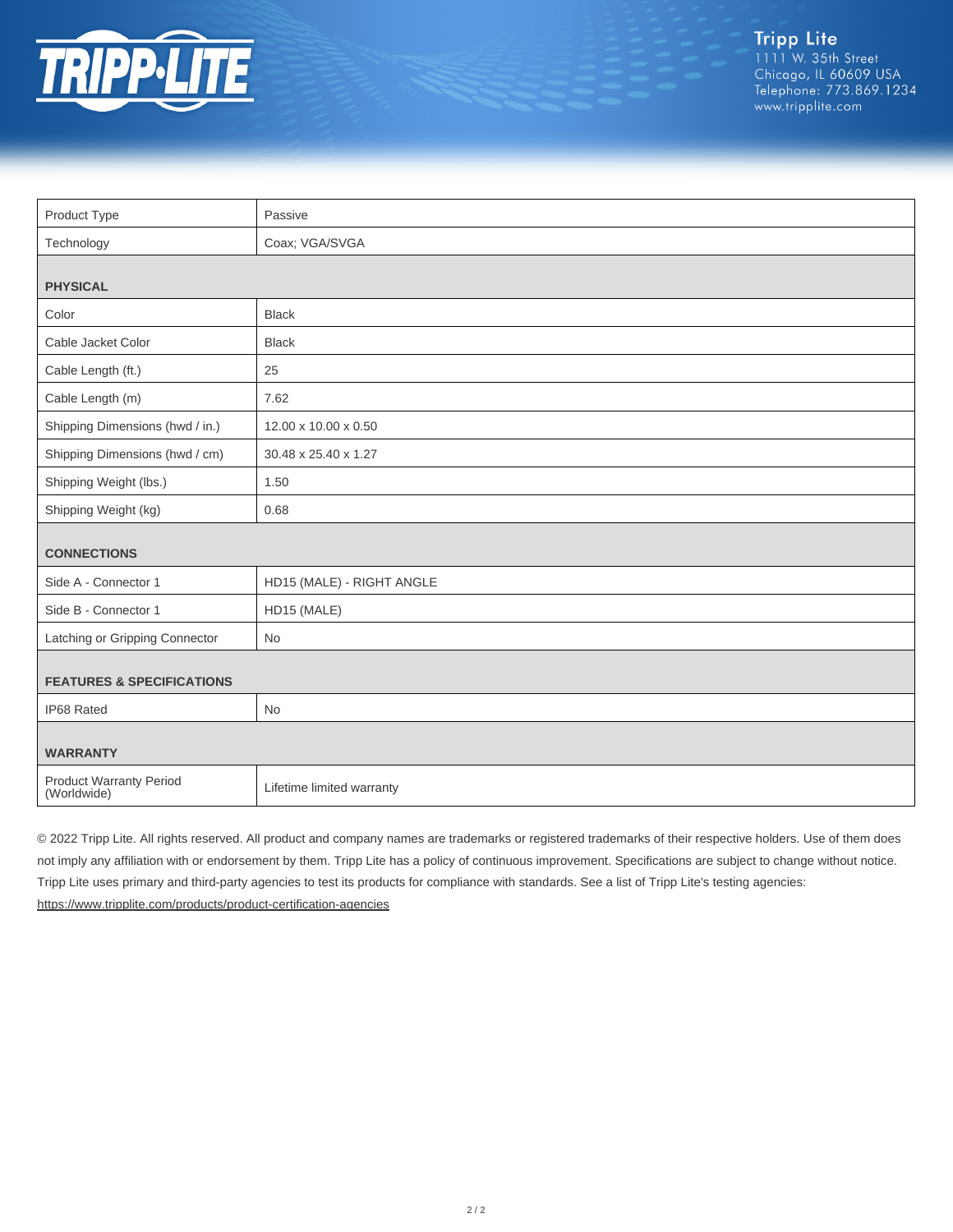Tripp Lite
1111 W. 35th Street
Chicago, IL 60609 USA
Telephone: 773.869.1234
www.tripplite.com

| | |
|---|---|
| Product Type | Passive |
| Technology | Coax; VGA/SVGA |
| **PHYSICAL** | |
| Color | Black |
| Cable Jacket Color | Black |
| Cable Length (ft.) | 25 |
| Cable Length (m) | 7.62 |
| Shipping Dimensions (hwd / in.) | 12.00 x 10.00 x 0.50 |
| Shipping Dimensions (hwd / cm) | 30.48 x 25.40 x 1.27 |
| Shipping Weight (lbs.) | 1.50 |
| Shipping Weight (kg) | 0.68 |
| **CONNECTIONS** | |
| Side A - Connector 1 | HD15 (MALE) - RIGHT ANGLE |
| Side B - Connector 1 | HD15 (MALE) |
| Latching or Gripping Connector | No |
| **FEATURES & SPECIFICATIONS** | |
| IP68 Rated | No |
| **WARRANTY** | |
| Product Warranty Period (Worldwide) | Lifetime limited warranty |

© 2022 Tripp Lite. All rights reserved. All product and company names are trademarks or registered trademarks of their respective holders. Use of them does not imply any affiliation with or endorsement by them. Tripp Lite has a policy of continuous improvement. Specifications are subject to change without notice. Tripp Lite uses primary and third-party agencies to test its products for compliance with standards. See a list of Tripp Lite's testing agencies: https://www.tripplite.com/products/product-certification-agencies